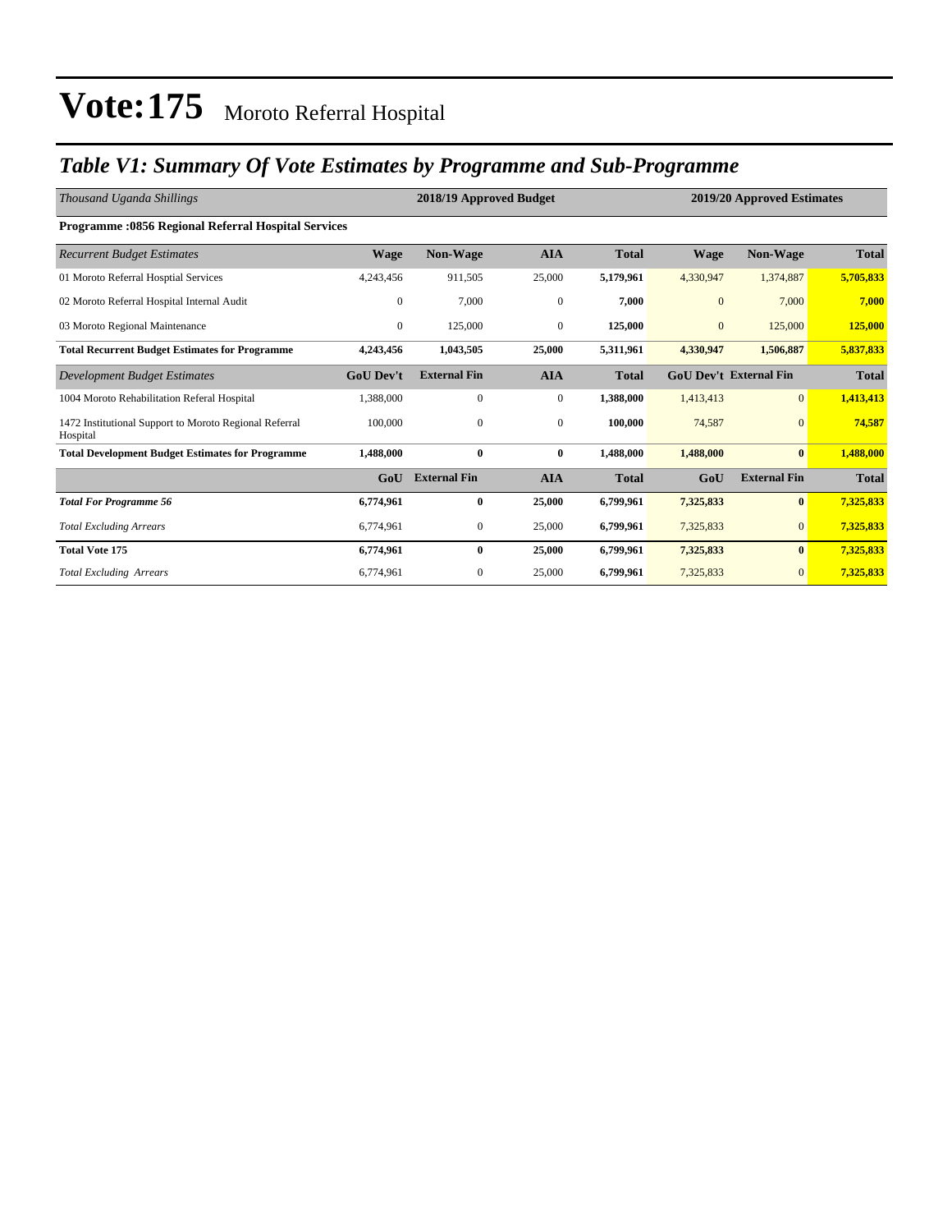# Vote:175 Moroto Referral Hospital

## *Table V1: Summary Of Vote Estimates by Programme and Sub-Programme*

| *Thousand Uganda Shillings* | 2018/19 Approved Budget | | | | 2019/20 Approved Estimates | | |
|---|---|---|---|---|---|---|---|
| **Programme :0856 Regional Referral Hospital Services** | | | | | | | |
| *Recurrent Budget Estimates* | **Wage** | **Non-Wage** | **AIA** | **Total** | **Wage** | **Non-Wage** | **Total** |
| 01 Moroto Referral Hosptial Services | 4,243,456 | 911,505 | 25,000 | **5,179,961** | 4,330,947 | 1,374,887 | **5,705,833** |
| 02 Moroto Referral Hospital Internal Audit | 0 | 7,000 | 0 | **7,000** | 0 | 7,000 | **7,000** |
| 03 Moroto Regional Maintenance | 0 | 125,000 | 0 | **125,000** | 0 | 125,000 | **125,000** |
| **Total Recurrent Budget Estimates for Programme** | **4,243,456** | **1,043,505** | **25,000** | **5,311,961** | **4,330,947** | **1,506,887** | **5,837,833** |
| *Development Budget Estimates* | **GoU Dev't** | **External Fin** | **AIA** | **Total** | **GoU Dev't** | **External Fin** | **Total** |
| 1004 Moroto Rehabilitation Referal Hospital | 1,388,000 | 0 | 0 | **1,388,000** | 1,413,413 | 0 | **1,413,413** |
| 1472 Institutional Support to Moroto Regional Referral Hospital | 100,000 | 0 | 0 | **100,000** | 74,587 | 0 | **74,587** |
| **Total Development Budget Estimates for Programme** | **1,488,000** | **0** | **0** | **1,488,000** | **1,488,000** | **0** | **1,488,000** |
| | **GoU** | **External Fin** | **AIA** | **Total** | **GoU** | **External Fin** | **Total** |
| ***Total For Programme 56*** | **6,774,961** | **0** | **25,000** | **6,799,961** | **7,325,833** | **0** | **7,325,833** |
| *Total Excluding Arrears* | 6,774,961 | 0 | 25,000 | 6,799,961 | 7,325,833 | 0 | 7,325,833 |
| **Total Vote 175** | **6,774,961** | **0** | **25,000** | **6,799,961** | **7,325,833** | **0** | **7,325,833** |
| *Total Excluding Arrears* | 6,774,961 | 0 | 25,000 | 6,799,961 | 7,325,833 | 0 | 7,325,833 |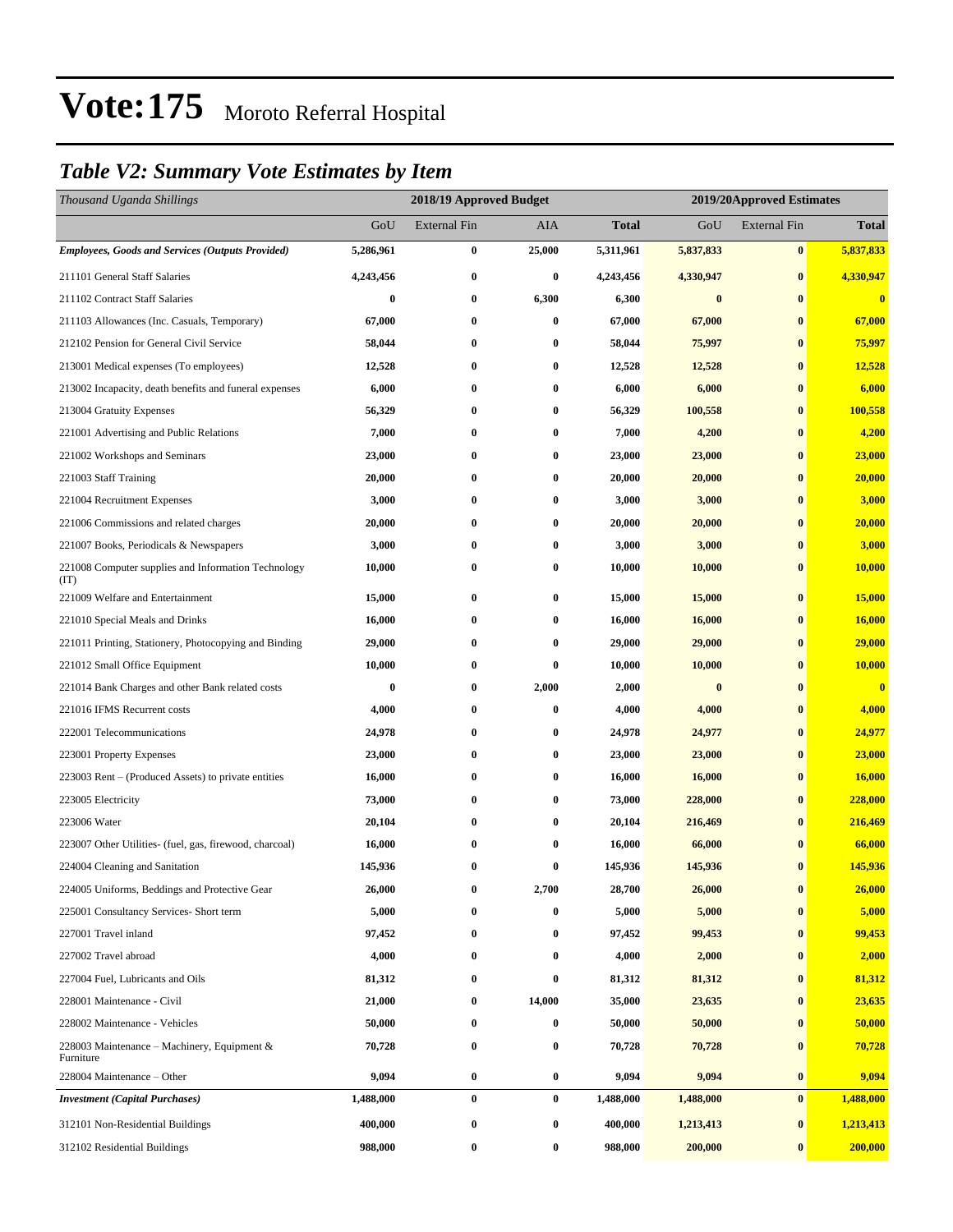# Vote:175 Moroto Referral Hospital

## *Table V2: Summary Vote Estimates by Item*

| *Thousand Uganda Shillings* | 2018/19 Approved Budget | | | | 2019/20Approved Estimates | | |
|---|---|---|---|---|---|---|---|
| | GoU | External Fin | AIA | **Total** | GoU | External Fin | **Total** |
| ***Employees, Goods and Services (Outputs Provided)*** | **5,286,961** | **0** | **25,000** | **5,311,961** | **5,837,833** | **0** | **5,837,833** |
| 211101 General Staff Salaries | **4,243,456** | **0** | **0** | **4,243,456** | **4,330,947** | **0** | **4,330,947** |
| 211102 Contract Staff Salaries | **0** | **0** | **6,300** | **6,300** | **0** | **0** | **0** |
| 211103 Allowances (Inc. Casuals, Temporary) | **67,000** | **0** | **0** | **67,000** | **67,000** | **0** | **67,000** |
| 212102 Pension for General Civil Service | **58,044** | **0** | **0** | **58,044** | **75,997** | **0** | **75,997** |
| 213001 Medical expenses (To employees) | **12,528** | **0** | **0** | **12,528** | **12,528** | **0** | **12,528** |
| 213002 Incapacity, death benefits and funeral expenses | **6,000** | **0** | **0** | **6,000** | **6,000** | **0** | **6,000** |
| 213004 Gratuity Expenses | **56,329** | **0** | **0** | **56,329** | **100,558** | **0** | **100,558** |
| 221001 Advertising and Public Relations | **7,000** | **0** | **0** | **7,000** | **4,200** | **0** | **4,200** |
| 221002 Workshops and Seminars | **23,000** | **0** | **0** | **23,000** | **23,000** | **0** | **23,000** |
| 221003 Staff Training | **20,000** | **0** | **0** | **20,000** | **20,000** | **0** | **20,000** |
| 221004 Recruitment Expenses | **3,000** | **0** | **0** | **3,000** | **3,000** | **0** | **3,000** |
| 221006 Commissions and related charges | **20,000** | **0** | **0** | **20,000** | **20,000** | **0** | **20,000** |
| 221007 Books, Periodicals & Newspapers | **3,000** | **0** | **0** | **3,000** | **3,000** | **0** | **3,000** |
| 221008 Computer supplies and Information Technology (IT) | **10,000** | **0** | **0** | **10,000** | **10,000** | **0** | **10,000** |
| 221009 Welfare and Entertainment | **15,000** | **0** | **0** | **15,000** | **15,000** | **0** | **15,000** |
| 221010 Special Meals and Drinks | **16,000** | **0** | **0** | **16,000** | **16,000** | **0** | **16,000** |
| 221011 Printing, Stationery, Photocopying and Binding | **29,000** | **0** | **0** | **29,000** | **29,000** | **0** | **29,000** |
| 221012 Small Office Equipment | **10,000** | **0** | **0** | **10,000** | **10,000** | **0** | **10,000** |
| 221014 Bank Charges and other Bank related costs | **0** | **0** | **2,000** | **2,000** | **0** | **0** | **0** |
| 221016 IFMS Recurrent costs | **4,000** | **0** | **0** | **4,000** | **4,000** | **0** | **4,000** |
| 222001 Telecommunications | **24,978** | **0** | **0** | **24,978** | **24,977** | **0** | **24,977** |
| 223001 Property Expenses | **23,000** | **0** | **0** | **23,000** | **23,000** | **0** | **23,000** |
| 223003 Rent – (Produced Assets) to private entities | **16,000** | **0** | **0** | **16,000** | **16,000** | **0** | **16,000** |
| 223005 Electricity | **73,000** | **0** | **0** | **73,000** | **228,000** | **0** | **228,000** |
| 223006 Water | **20,104** | **0** | **0** | **20,104** | **216,469** | **0** | **216,469** |
| 223007 Other Utilities- (fuel, gas, firewood, charcoal) | **16,000** | **0** | **0** | **16,000** | **66,000** | **0** | **66,000** |
| 224004 Cleaning and Sanitation | **145,936** | **0** | **0** | **145,936** | **145,936** | **0** | **145,936** |
| 224005 Uniforms, Beddings and Protective Gear | **26,000** | **0** | **2,700** | **28,700** | **26,000** | **0** | **26,000** |
| 225001 Consultancy Services- Short term | **5,000** | **0** | **0** | **5,000** | **5,000** | **0** | **5,000** |
| 227001 Travel inland | **97,452** | **0** | **0** | **97,452** | **99,453** | **0** | **99,453** |
| 227002 Travel abroad | **4,000** | **0** | **0** | **4,000** | **2,000** | **0** | **2,000** |
| 227004 Fuel, Lubricants and Oils | **81,312** | **0** | **0** | **81,312** | **81,312** | **0** | **81,312** |
| 228001 Maintenance - Civil | **21,000** | **0** | **14,000** | **35,000** | **23,635** | **0** | **23,635** |
| 228002 Maintenance - Vehicles | **50,000** | **0** | **0** | **50,000** | **50,000** | **0** | **50,000** |
| 228003 Maintenance – Machinery, Equipment & Furniture | **70,728** | **0** | **0** | **70,728** | **70,728** | **0** | **70,728** |
| 228004 Maintenance – Other | **9,094** | **0** | **0** | **9,094** | **9,094** | **0** | **9,094** |
| ***Investment (Capital Purchases)*** | **1,488,000** | **0** | **0** | **1,488,000** | **1,488,000** | **0** | **1,488,000** |
| 312101 Non-Residential Buildings | **400,000** | **0** | **0** | **400,000** | **1,213,413** | **0** | **1,213,413** |
| 312102 Residential Buildings | **988,000** | **0** | **0** | **988,000** | **200,000** | **0** | **200,000** |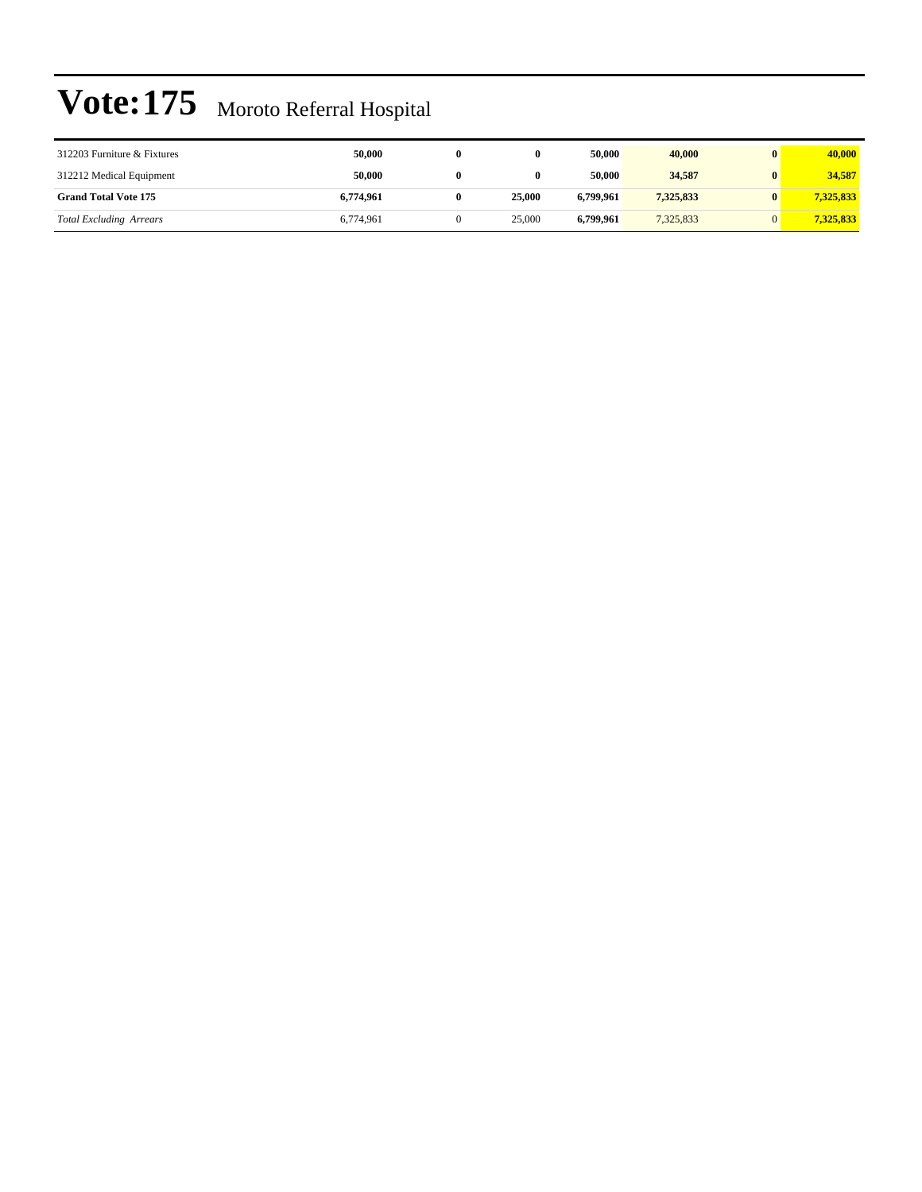# Vote:175 Moroto Referral Hospital

| | | | | | | | |
|---|---|---|---|---|---|---|---|
| 312203 Furniture & Fixtures | **50,000** | **0** | **0** | **50,000** | **40,000** | **0** | **40,000** |
| 312212 Medical Equipment | **50,000** | **0** | **0** | **50,000** | **34,587** | **0** | **34,587** |
| **Grand Total Vote 175** | **6,774,961** | **0** | **25,000** | **6,799,961** | **7,325,833** | **0** | **7,325,833** |
| *Total Excluding Arrears* | 6,774,961 | 0 | 25,000 | **6,799,961** | 7,325,833 | 0 | **7,325,833** |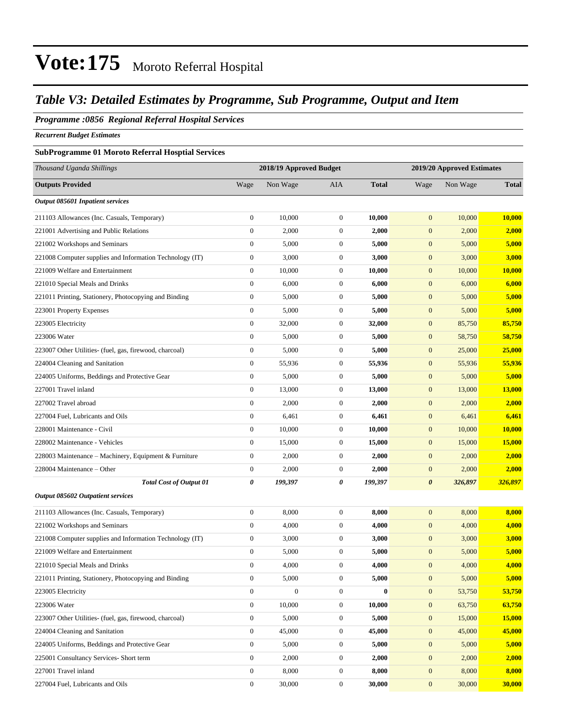# Vote:175 Moroto Referral Hospital

## *Table V3: Detailed Estimates by Programme, Sub Programme, Output and Item*

### *Programme :0856 Regional Referral Hospital Services*

***Recurrent Budget Estimates***

**SubProgramme 01 Moroto Referral Hosptial Services**

| *Thousand Uganda Shillings* | 2018/19 Approved Budget | | | | 2019/20 Approved Estimates | | |
|---|---|---|---|---|---|---|---|
| **Outputs Provided** | Wage | Non Wage | AIA | **Total** | Wage | Non Wage | **Total** |
| ***Output 085601 Inpatient services*** | | | | | | | |
| 211103 Allowances (Inc. Casuals, Temporary) | 0 | 10,000 | 0 | **10,000** | 0 | 10,000 | **10,000** |
| 221001 Advertising and Public Relations | 0 | 2,000 | 0 | **2,000** | 0 | 2,000 | **2,000** |
| 221002 Workshops and Seminars | 0 | 5,000 | 0 | **5,000** | 0 | 5,000 | **5,000** |
| 221008 Computer supplies and Information Technology (IT) | 0 | 3,000 | 0 | **3,000** | 0 | 3,000 | **3,000** |
| 221009 Welfare and Entertainment | 0 | 10,000 | 0 | **10,000** | 0 | 10,000 | **10,000** |
| 221010 Special Meals and Drinks | 0 | 6,000 | 0 | **6,000** | 0 | 6,000 | **6,000** |
| 221011 Printing, Stationery, Photocopying and Binding | 0 | 5,000 | 0 | **5,000** | 0 | 5,000 | **5,000** |
| 223001 Property Expenses | 0 | 5,000 | 0 | **5,000** | 0 | 5,000 | **5,000** |
| 223005 Electricity | 0 | 32,000 | 0 | **32,000** | 0 | 85,750 | **85,750** |
| 223006 Water | 0 | 5,000 | 0 | **5,000** | 0 | 58,750 | **58,750** |
| 223007 Other Utilities- (fuel, gas, firewood, charcoal) | 0 | 5,000 | 0 | **5,000** | 0 | 25,000 | **25,000** |
| 224004 Cleaning and Sanitation | 0 | 55,936 | 0 | **55,936** | 0 | 55,936 | **55,936** |
| 224005 Uniforms, Beddings and Protective Gear | 0 | 5,000 | 0 | **5,000** | 0 | 5,000 | **5,000** |
| 227001 Travel inland | 0 | 13,000 | 0 | **13,000** | 0 | 13,000 | **13,000** |
| 227002 Travel abroad | 0 | 2,000 | 0 | **2,000** | 0 | 2,000 | **2,000** |
| 227004 Fuel, Lubricants and Oils | 0 | 6,461 | 0 | **6,461** | 0 | 6,461 | **6,461** |
| 228001 Maintenance - Civil | 0 | 10,000 | 0 | **10,000** | 0 | 10,000 | **10,000** |
| 228002 Maintenance - Vehicles | 0 | 15,000 | 0 | **15,000** | 0 | 15,000 | **15,000** |
| 228003 Maintenance – Machinery, Equipment & Furniture | 0 | 2,000 | 0 | **2,000** | 0 | 2,000 | **2,000** |
| 228004 Maintenance – Other | 0 | 2,000 | 0 | **2,000** | 0 | 2,000 | **2,000** |
| ***Total Cost of Output 01*** | ***0*** | ***199,397*** | ***0*** | ***199,397*** | ***0*** | ***326,897*** | ***326,897*** |
| ***Output 085602 Outpatient services*** | | | | | | | |
| 211103 Allowances (Inc. Casuals, Temporary) | 0 | 8,000 | 0 | **8,000** | 0 | 8,000 | **8,000** |
| 221002 Workshops and Seminars | 0 | 4,000 | 0 | **4,000** | 0 | 4,000 | **4,000** |
| 221008 Computer supplies and Information Technology (IT) | 0 | 3,000 | 0 | **3,000** | 0 | 3,000 | **3,000** |
| 221009 Welfare and Entertainment | 0 | 5,000 | 0 | **5,000** | 0 | 5,000 | **5,000** |
| 221010 Special Meals and Drinks | 0 | 4,000 | 0 | **4,000** | 0 | 4,000 | **4,000** |
| 221011 Printing, Stationery, Photocopying and Binding | 0 | 5,000 | 0 | **5,000** | 0 | 5,000 | **5,000** |
| 223005 Electricity | 0 | 0 | 0 | **0** | 0 | 53,750 | **53,750** |
| 223006 Water | 0 | 10,000 | 0 | **10,000** | 0 | 63,750 | **63,750** |
| 223007 Other Utilities- (fuel, gas, firewood, charcoal) | 0 | 5,000 | 0 | **5,000** | 0 | 15,000 | **15,000** |
| 224004 Cleaning and Sanitation | 0 | 45,000 | 0 | **45,000** | 0 | 45,000 | **45,000** |
| 224005 Uniforms, Beddings and Protective Gear | 0 | 5,000 | 0 | **5,000** | 0 | 5,000 | **5,000** |
| 225001 Consultancy Services- Short term | 0 | 2,000 | 0 | **2,000** | 0 | 2,000 | **2,000** |
| 227001 Travel inland | 0 | 8,000 | 0 | **8,000** | 0 | 8,000 | **8,000** |
| 227004 Fuel, Lubricants and Oils | 0 | 30,000 | 0 | **30,000** | 0 | 30,000 | **30,000** |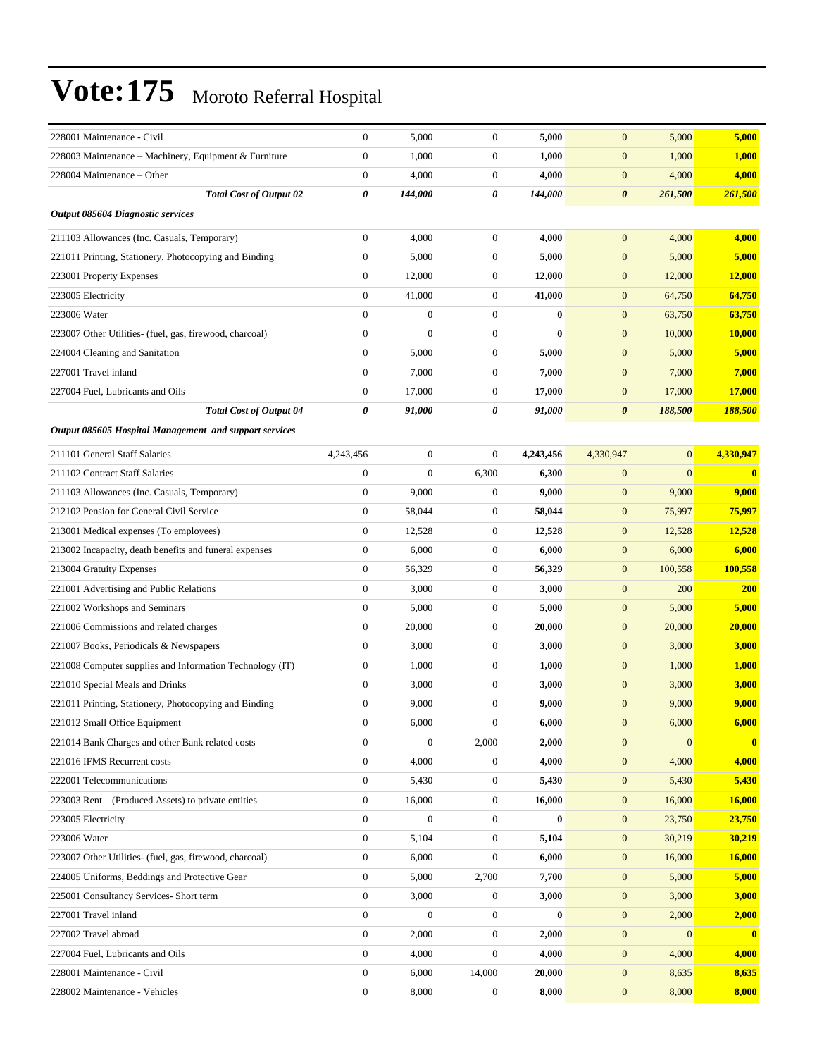# Vote:175 Moroto Referral Hospital

| | | | | | | | |
|---|---|---|---|---|---|---|---|
| 228001 Maintenance - Civil | 0 | 5,000 | 0 | **5,000** | 0 | 5,000 | **5,000** |
| 228003 Maintenance – Machinery, Equipment & Furniture | 0 | 1,000 | 0 | **1,000** | 0 | 1,000 | **1,000** |
| 228004 Maintenance – Other | 0 | 4,000 | 0 | **4,000** | 0 | 4,000 | **4,000** |
| ***Total Cost of Output 02*** | ***0*** | ***144,000*** | ***0*** | ***144,000*** | ***0*** | ***261,500*** | ***261,500*** |
| ***Output 085604 Diagnostic services*** | | | | | | | |
| 211103 Allowances (Inc. Casuals, Temporary) | 0 | 4,000 | 0 | **4,000** | 0 | 4,000 | **4,000** |
| 221011 Printing, Stationery, Photocopying and Binding | 0 | 5,000 | 0 | **5,000** | 0 | 5,000 | **5,000** |
| 223001 Property Expenses | 0 | 12,000 | 0 | **12,000** | 0 | 12,000 | **12,000** |
| 223005 Electricity | 0 | 41,000 | 0 | **41,000** | 0 | 64,750 | **64,750** |
| 223006 Water | 0 | 0 | 0 | **0** | 0 | 63,750 | **63,750** |
| 223007 Other Utilities- (fuel, gas, firewood, charcoal) | 0 | 0 | 0 | **0** | 0 | 10,000 | **10,000** |
| 224004 Cleaning and Sanitation | 0 | 5,000 | 0 | **5,000** | 0 | 5,000 | **5,000** |
| 227001 Travel inland | 0 | 7,000 | 0 | **7,000** | 0 | 7,000 | **7,000** |
| 227004 Fuel, Lubricants and Oils | 0 | 17,000 | 0 | **17,000** | 0 | 17,000 | **17,000** |
| ***Total Cost of Output 04*** | ***0*** | ***91,000*** | ***0*** | ***91,000*** | ***0*** | ***188,500*** | ***188,500*** |
| ***Output 085605 Hospital Management and support services*** | | | | | | | |
| 211101 General Staff Salaries | 4,243,456 | 0 | 0 | **4,243,456** | 4,330,947 | 0 | **4,330,947** |
| 211102 Contract Staff Salaries | 0 | 0 | 6,300 | **6,300** | 0 | 0 | **0** |
| 211103 Allowances (Inc. Casuals, Temporary) | 0 | 9,000 | 0 | **9,000** | 0 | 9,000 | **9,000** |
| 212102 Pension for General Civil Service | 0 | 58,044 | 0 | **58,044** | 0 | 75,997 | **75,997** |
| 213001 Medical expenses (To employees) | 0 | 12,528 | 0 | **12,528** | 0 | 12,528 | **12,528** |
| 213002 Incapacity, death benefits and funeral expenses | 0 | 6,000 | 0 | **6,000** | 0 | 6,000 | **6,000** |
| 213004 Gratuity Expenses | 0 | 56,329 | 0 | **56,329** | 0 | 100,558 | **100,558** |
| 221001 Advertising and Public Relations | 0 | 3,000 | 0 | **3,000** | 0 | 200 | **200** |
| 221002 Workshops and Seminars | 0 | 5,000 | 0 | **5,000** | 0 | 5,000 | **5,000** |
| 221006 Commissions and related charges | 0 | 20,000 | 0 | **20,000** | 0 | 20,000 | **20,000** |
| 221007 Books, Periodicals & Newspapers | 0 | 3,000 | 0 | **3,000** | 0 | 3,000 | **3,000** |
| 221008 Computer supplies and Information Technology (IT) | 0 | 1,000 | 0 | **1,000** | 0 | 1,000 | **1,000** |
| 221010 Special Meals and Drinks | 0 | 3,000 | 0 | **3,000** | 0 | 3,000 | **3,000** |
| 221011 Printing, Stationery, Photocopying and Binding | 0 | 9,000 | 0 | **9,000** | 0 | 9,000 | **9,000** |
| 221012 Small Office Equipment | 0 | 6,000 | 0 | **6,000** | 0 | 6,000 | **6,000** |
| 221014 Bank Charges and other Bank related costs | 0 | 0 | 2,000 | **2,000** | 0 | 0 | **0** |
| 221016 IFMS Recurrent costs | 0 | 4,000 | 0 | **4,000** | 0 | 4,000 | **4,000** |
| 222001 Telecommunications | 0 | 5,430 | 0 | **5,430** | 0 | 5,430 | **5,430** |
| 223003 Rent – (Produced Assets) to private entities | 0 | 16,000 | 0 | **16,000** | 0 | 16,000 | **16,000** |
| 223005 Electricity | 0 | 0 | 0 | **0** | 0 | 23,750 | **23,750** |
| 223006 Water | 0 | 5,104 | 0 | **5,104** | 0 | 30,219 | **30,219** |
| 223007 Other Utilities- (fuel, gas, firewood, charcoal) | 0 | 6,000 | 0 | **6,000** | 0 | 16,000 | **16,000** |
| 224005 Uniforms, Beddings and Protective Gear | 0 | 5,000 | 2,700 | **7,700** | 0 | 5,000 | **5,000** |
| 225001 Consultancy Services- Short term | 0 | 3,000 | 0 | **3,000** | 0 | 3,000 | **3,000** |
| 227001 Travel inland | 0 | 0 | 0 | **0** | 0 | 2,000 | **2,000** |
| 227002 Travel abroad | 0 | 2,000 | 0 | **2,000** | 0 | 0 | **0** |
| 227004 Fuel, Lubricants and Oils | 0 | 4,000 | 0 | **4,000** | 0 | 4,000 | **4,000** |
| 228001 Maintenance - Civil | 0 | 6,000 | 14,000 | **20,000** | 0 | 8,635 | **8,635** |
| 228002 Maintenance - Vehicles | 0 | 8,000 | 0 | **8,000** | 0 | 8,000 | **8,000** |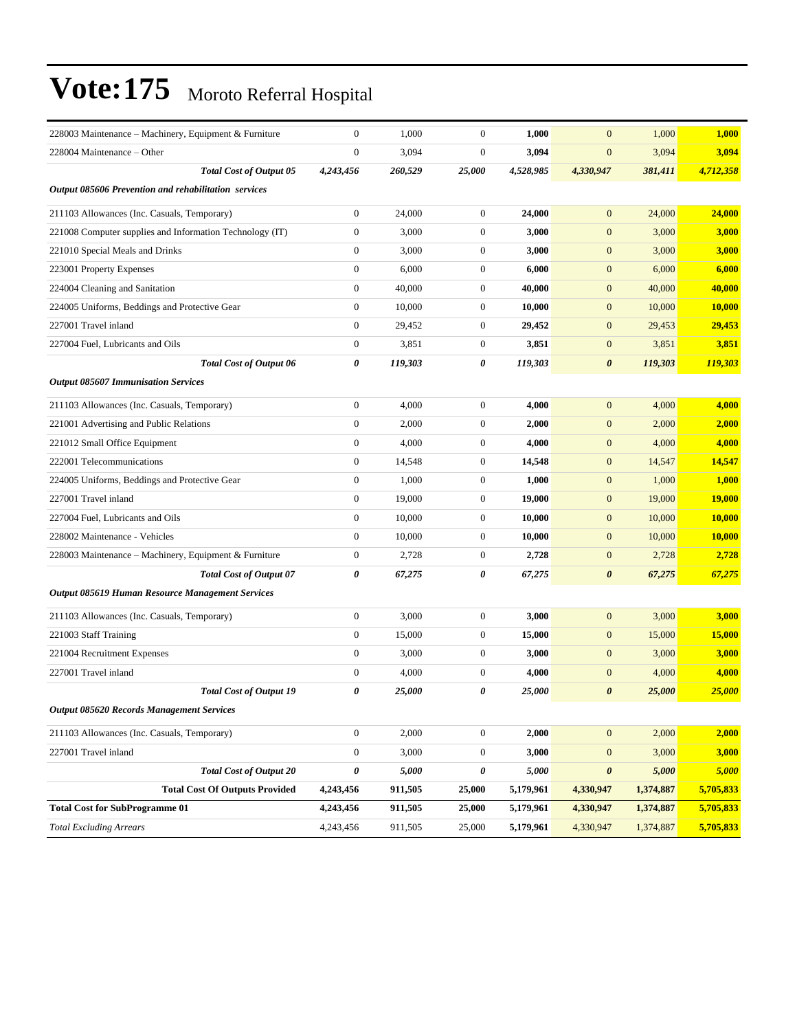# Vote:175 Moroto Referral Hospital

| | | | | | | | |
|---|---|---|---|---|---|---|---|
| 228003 Maintenance – Machinery, Equipment & Furniture | 0 | 1,000 | 0 | **1,000** | 0 | 1,000 | **1,000** |
| 228004 Maintenance – Other | 0 | 3,094 | 0 | **3,094** | 0 | 3,094 | **3,094** |
| ***Total Cost of Output 05*** | ***4,243,456*** | ***260,529*** | ***25,000*** | ***4,528,985*** | ***4,330,947*** | ***381,411*** | ***4,712,358*** |
| ***Output 085606 Prevention and rehabilitation services*** | | | | | | | |
| 211103 Allowances (Inc. Casuals, Temporary) | 0 | 24,000 | 0 | **24,000** | 0 | 24,000 | **24,000** |
| 221008 Computer supplies and Information Technology (IT) | 0 | 3,000 | 0 | **3,000** | 0 | 3,000 | **3,000** |
| 221010 Special Meals and Drinks | 0 | 3,000 | 0 | **3,000** | 0 | 3,000 | **3,000** |
| 223001 Property Expenses | 0 | 6,000 | 0 | **6,000** | 0 | 6,000 | **6,000** |
| 224004 Cleaning and Sanitation | 0 | 40,000 | 0 | **40,000** | 0 | 40,000 | **40,000** |
| 224005 Uniforms, Beddings and Protective Gear | 0 | 10,000 | 0 | **10,000** | 0 | 10,000 | **10,000** |
| 227001 Travel inland | 0 | 29,452 | 0 | **29,452** | 0 | 29,453 | **29,453** |
| 227004 Fuel, Lubricants and Oils | 0 | 3,851 | 0 | **3,851** | 0 | 3,851 | **3,851** |
| ***Total Cost of Output 06*** | ***0*** | ***119,303*** | ***0*** | ***119,303*** | ***0*** | ***119,303*** | ***119,303*** |
| ***Output 085607 Immunisation Services*** | | | | | | | |
| 211103 Allowances (Inc. Casuals, Temporary) | 0 | 4,000 | 0 | **4,000** | 0 | 4,000 | **4,000** |
| 221001 Advertising and Public Relations | 0 | 2,000 | 0 | **2,000** | 0 | 2,000 | **2,000** |
| 221012 Small Office Equipment | 0 | 4,000 | 0 | **4,000** | 0 | 4,000 | **4,000** |
| 222001 Telecommunications | 0 | 14,548 | 0 | **14,548** | 0 | 14,547 | **14,547** |
| 224005 Uniforms, Beddings and Protective Gear | 0 | 1,000 | 0 | **1,000** | 0 | 1,000 | **1,000** |
| 227001 Travel inland | 0 | 19,000 | 0 | **19,000** | 0 | 19,000 | **19,000** |
| 227004 Fuel, Lubricants and Oils | 0 | 10,000 | 0 | **10,000** | 0 | 10,000 | **10,000** |
| 228002 Maintenance - Vehicles | 0 | 10,000 | 0 | **10,000** | 0 | 10,000 | **10,000** |
| 228003 Maintenance – Machinery, Equipment & Furniture | 0 | 2,728 | 0 | **2,728** | 0 | 2,728 | **2,728** |
| ***Total Cost of Output 07*** | ***0*** | ***67,275*** | ***0*** | ***67,275*** | ***0*** | ***67,275*** | ***67,275*** |
| ***Output 085619 Human Resource Management Services*** | | | | | | | |
| 211103 Allowances (Inc. Casuals, Temporary) | 0 | 3,000 | 0 | **3,000** | 0 | 3,000 | **3,000** |
| 221003 Staff Training | 0 | 15,000 | 0 | **15,000** | 0 | 15,000 | **15,000** |
| 221004 Recruitment Expenses | 0 | 3,000 | 0 | **3,000** | 0 | 3,000 | **3,000** |
| 227001 Travel inland | 0 | 4,000 | 0 | **4,000** | 0 | 4,000 | **4,000** |
| ***Total Cost of Output 19*** | ***0*** | ***25,000*** | ***0*** | ***25,000*** | ***0*** | ***25,000*** | ***25,000*** |
| ***Output 085620 Records Management Services*** | | | | | | | |
| 211103 Allowances (Inc. Casuals, Temporary) | 0 | 2,000 | 0 | **2,000** | 0 | 2,000 | **2,000** |
| 227001 Travel inland | 0 | 3,000 | 0 | **3,000** | 0 | 3,000 | **3,000** |
| ***Total Cost of Output 20*** | ***0*** | ***5,000*** | ***0*** | ***5,000*** | ***0*** | ***5,000*** | ***5,000*** |
| **Total Cost Of Outputs Provided** | **4,243,456** | **911,505** | **25,000** | **5,179,961** | **4,330,947** | **1,374,887** | **5,705,833** |
| **Total Cost for SubProgramme 01** | **4,243,456** | **911,505** | **25,000** | **5,179,961** | **4,330,947** | **1,374,887** | **5,705,833** |
| *Total Excluding Arrears* | 4,243,456 | 911,505 | 25,000 | **5,179,961** | 4,330,947 | 1,374,887 | **5,705,833** |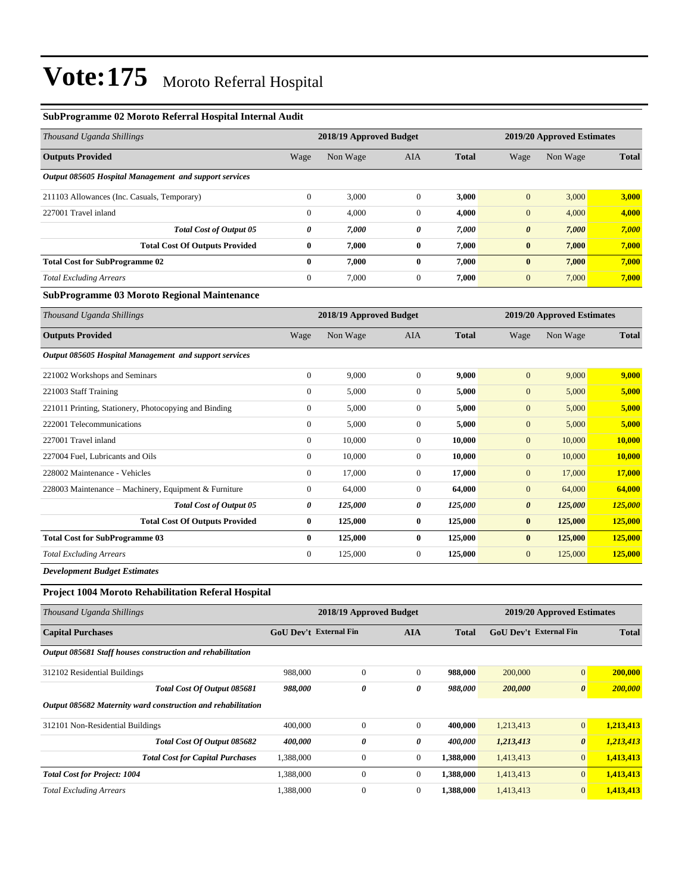# Vote:175 Moroto Referral Hospital

### SubProgramme 02 Moroto Referral Hospital Internal Audit

| *Thousand Uganda Shillings* | 2018/19 Approved Budget | | | | 2019/20 Approved Estimates | | |
|---|---|---|---|---|---|---|---|
| **Outputs Provided** | Wage | Non Wage | AIA | **Total** | Wage | Non Wage | **Total** |
| ***Output 085605 Hospital Management and support services*** | | | | | | | |
| 211103 Allowances (Inc. Casuals, Temporary) | 0 | 3,000 | 0 | **3,000** | 0 | 3,000 | **3,000** |
| 227001 Travel inland | 0 | 4,000 | 0 | **4,000** | 0 | 4,000 | **4,000** |
| ***Total Cost of Output 05*** | ***0*** | ***7,000*** | ***0*** | ***7,000*** | ***0*** | ***7,000*** | ***7,000*** |
| **Total Cost Of Outputs Provided** | **0** | **7,000** | **0** | **7,000** | **0** | **7,000** | **7,000** |
| **Total Cost for SubProgramme 02** | **0** | **7,000** | **0** | **7,000** | **0** | **7,000** | **7,000** |
| *Total Excluding Arrears* | 0 | 7,000 | 0 | **7,000** | 0 | 7,000 | **7,000** |

### SubProgramme 03 Moroto Regional Maintenance

| *Thousand Uganda Shillings* | 2018/19 Approved Budget | | | | 2019/20 Approved Estimates | | |
|---|---|---|---|---|---|---|---|
| **Outputs Provided** | Wage | Non Wage | AIA | **Total** | Wage | Non Wage | **Total** |
| ***Output 085605 Hospital Management and support services*** | | | | | | | |
| 221002 Workshops and Seminars | 0 | 9,000 | 0 | **9,000** | 0 | 9,000 | **9,000** |
| 221003 Staff Training | 0 | 5,000 | 0 | **5,000** | 0 | 5,000 | **5,000** |
| 221011 Printing, Stationery, Photocopying and Binding | 0 | 5,000 | 0 | **5,000** | 0 | 5,000 | **5,000** |
| 222001 Telecommunications | 0 | 5,000 | 0 | **5,000** | 0 | 5,000 | **5,000** |
| 227001 Travel inland | 0 | 10,000 | 0 | **10,000** | 0 | 10,000 | **10,000** |
| 227004 Fuel, Lubricants and Oils | 0 | 10,000 | 0 | **10,000** | 0 | 10,000 | **10,000** |
| 228002 Maintenance - Vehicles | 0 | 17,000 | 0 | **17,000** | 0 | 17,000 | **17,000** |
| 228003 Maintenance – Machinery, Equipment & Furniture | 0 | 64,000 | 0 | **64,000** | 0 | 64,000 | **64,000** |
| ***Total Cost of Output 05*** | ***0*** | ***125,000*** | ***0*** | ***125,000*** | ***0*** | ***125,000*** | ***125,000*** |
| **Total Cost Of Outputs Provided** | **0** | **125,000** | **0** | **125,000** | **0** | **125,000** | **125,000** |
| **Total Cost for SubProgramme 03** | **0** | **125,000** | **0** | **125,000** | **0** | **125,000** | **125,000** |
| *Total Excluding Arrears* | 0 | 125,000 | 0 | **125,000** | 0 | 125,000 | **125,000** |

***Development Budget Estimates***

### Project 1004 Moroto Rehabilitation Referal Hospital

| *Thousand Uganda Shillings* | 2018/19 Approved Budget | | | | 2019/20 Approved Estimates | | |
|---|---|---|---|---|---|---|---|
| **Capital Purchases** | **GoU Dev't** | **External Fin** | **AIA** | **Total** | **GoU Dev't** | **External Fin** | **Total** |
| ***Output 085681 Staff houses construction and rehabilitation*** | | | | | | | |
| 312102 Residential Buildings | 988,000 | 0 | 0 | **988,000** | 200,000 | 0 | **200,000** |
| ***Total Cost Of Output 085681*** | ***988,000*** | ***0*** | ***0*** | ***988,000*** | ***200,000*** | ***0*** | ***200,000*** |
| ***Output 085682 Maternity ward construction and rehabilitation*** | | | | | | | |
| 312101 Non-Residential Buildings | 400,000 | 0 | 0 | **400,000** | 1,213,413 | 0 | **1,213,413** |
| ***Total Cost Of Output 085682*** | ***400,000*** | ***0*** | ***0*** | ***400,000*** | ***1,213,413*** | ***0*** | ***1,213,413*** |
| ***Total Cost for Capital Purchases*** | 1,388,000 | 0 | 0 | **1,388,000** | 1,413,413 | 0 | **1,413,413** |
| ***Total Cost for Project: 1004*** | 1,388,000 | 0 | 0 | **1,388,000** | 1,413,413 | 0 | **1,413,413** |
| *Total Excluding Arrears* | 1,388,000 | 0 | 0 | **1,388,000** | 1,413,413 | 0 | **1,413,413** |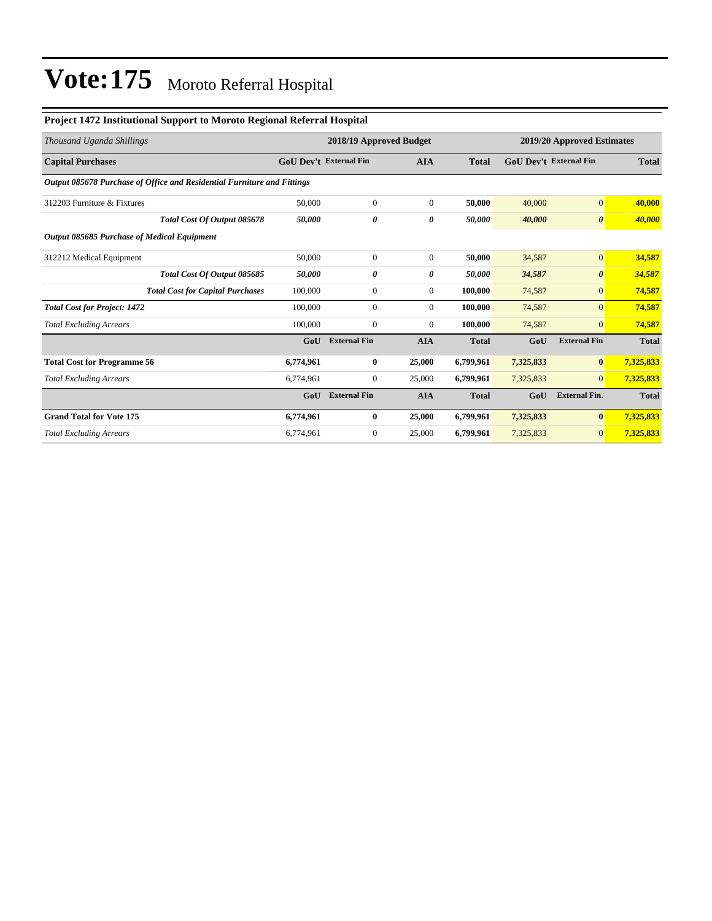# Vote:175 Moroto Referral Hospital

### Project 1472 Institutional Support to Moroto Regional Referral Hospital

| *Thousand Uganda Shillings* | 2018/19 Approved Budget | | | | 2019/20 Approved Estimates | | |
|---|---|---|---|---|---|---|---|
| **Capital Purchases** | **GoU Dev't** | **External Fin** | **AIA** | **Total** | **GoU Dev't** | **External Fin** | **Total** |
| ***Output 085678 Purchase of Office and Residential Furniture and Fittings*** | | | | | | | |
| 312203 Furniture & Fixtures | 50,000 | 0 | 0 | **50,000** | 40,000 | 0 | **40,000** |
| ***Total Cost Of Output 085678*** | ***50,000*** | ***0*** | ***0*** | ***50,000*** | ***40,000*** | ***0*** | ***40,000*** |
| ***Output 085685 Purchase of Medical Equipment*** | | | | | | | |
| 312212 Medical Equipment | 50,000 | 0 | 0 | **50,000** | 34,587 | 0 | **34,587** |
| ***Total Cost Of Output 085685*** | ***50,000*** | ***0*** | ***0*** | ***50,000*** | ***34,587*** | ***0*** | ***34,587*** |
| ***Total Cost for Capital Purchases*** | 100,000 | 0 | 0 | **100,000** | 74,587 | 0 | **74,587** |
| ***Total Cost for Project: 1472*** | 100,000 | 0 | 0 | **100,000** | 74,587 | 0 | **74,587** |
| *Total Excluding Arrears* | 100,000 | 0 | 0 | **100,000** | 74,587 | 0 | **74,587** |
| | **GoU** | **External Fin** | **AIA** | **Total** | **GoU** | **External Fin** | **Total** |
| **Total Cost for Programme 56** | **6,774,961** | **0** | **25,000** | **6,799,961** | **7,325,833** | **0** | **7,325,833** |
| *Total Excluding Arrears* | 6,774,961 | 0 | 25,000 | **6,799,961** | 7,325,833 | 0 | **7,325,833** |
| | **GoU** | **External Fin** | **AIA** | **Total** | **GoU** | **External Fin.** | **Total** |
| **Grand Total for Vote 175** | **6,774,961** | **0** | **25,000** | **6,799,961** | **7,325,833** | **0** | **7,325,833** |
| *Total Excluding Arrears* | 6,774,961 | 0 | 25,000 | **6,799,961** | 7,325,833 | 0 | **7,325,833** |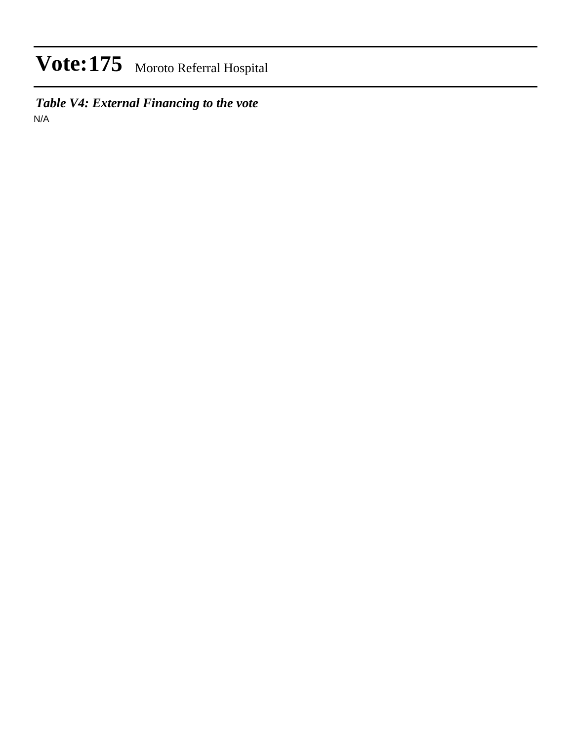# Vote:175 Moroto Referral Hospital

***Table V4: External Financing to the vote***

N/A